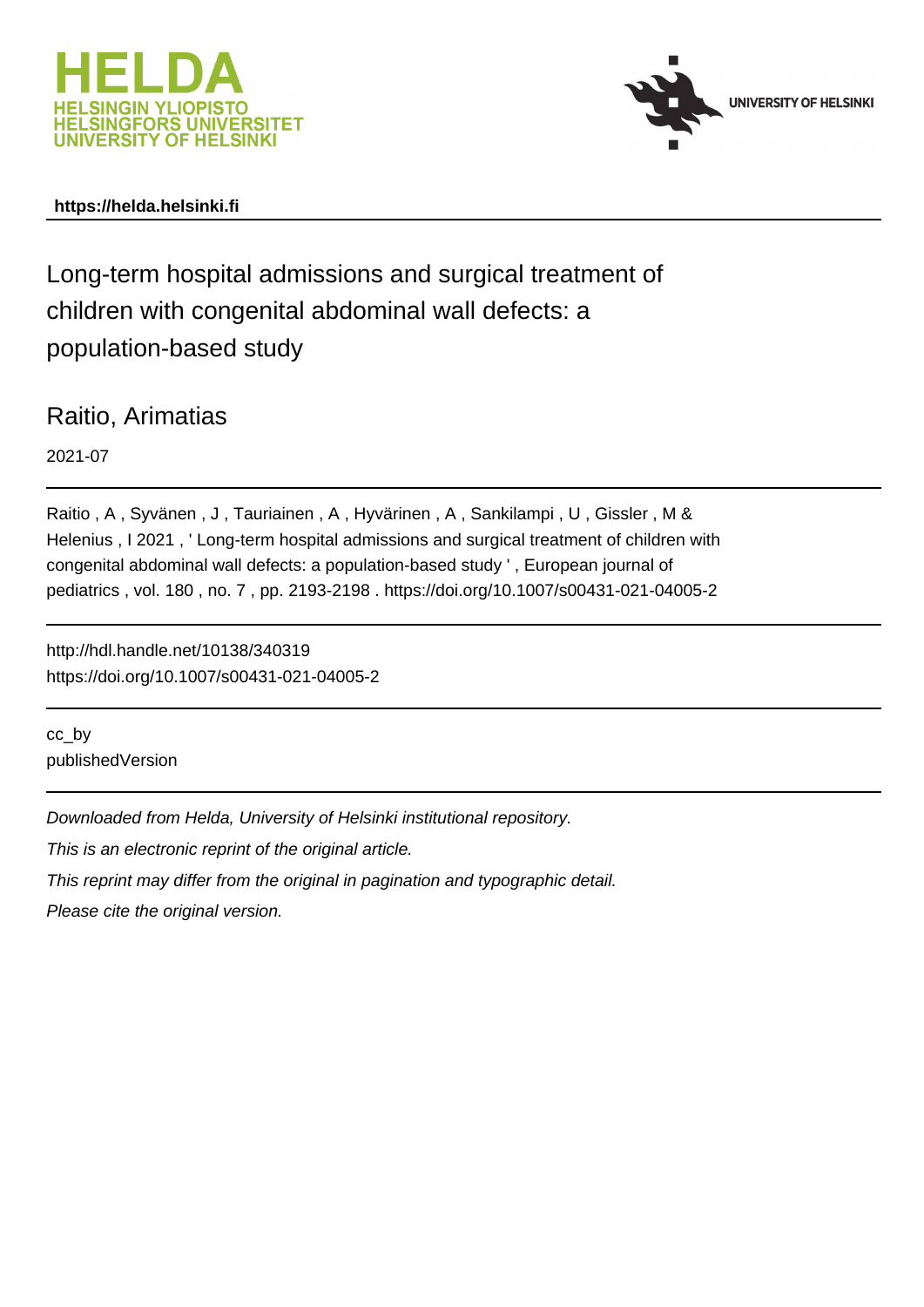https://helda.helsinki.fi

# Long-term hospital admissions and surgical treatment of children with congenital abdominal wall defects: a population-based study

Raitio, Arimatias

2021-07

Raitio , A , Syvänen , J , Tauriainen , A , Hyvärinen , A , Sankilampi , U , Gissler , M & Helenius , I 2021 , ' Long-term hospital admissions and surgical treatment of children with congenital abdominal wall defects: a population-based study ' , European journal of pediatrics , vol. 180 , no. 7 , pp. 2193-2198 . https://doi.org/10.1007/s00431-021-04005-2

http://hdl.handle.net/10138/340319
https://doi.org/10.1007/s00431-021-04005-2

cc_by
publishedVersion

*Downloaded from Helda, University of Helsinki institutional repository.*

*This is an electronic reprint of the original article.*

*This reprint may differ from the original in pagination and typographic detail.*

*Please cite the original version.*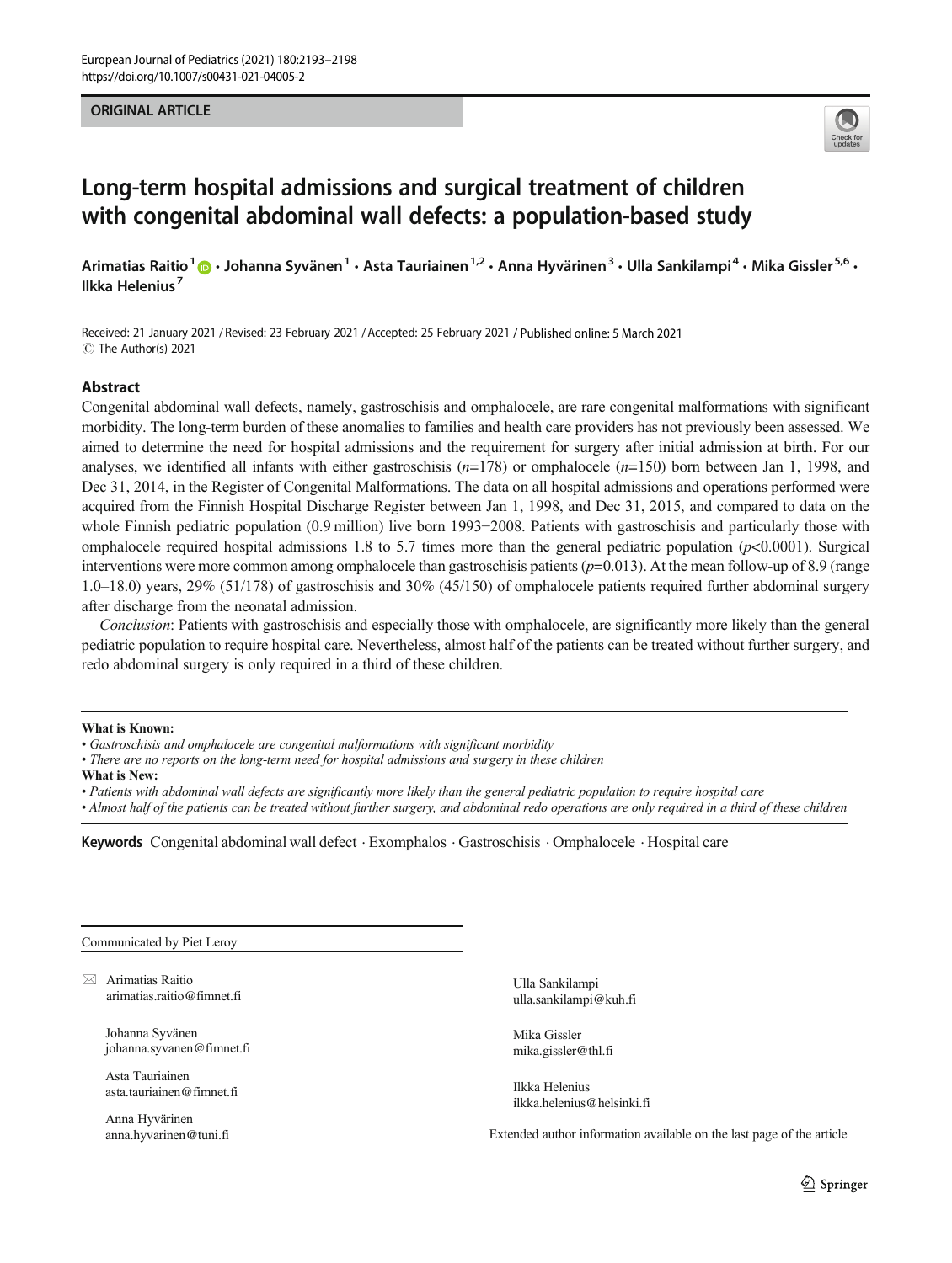ORIGINAL ARTICLE

# Long-term hospital admissions and surgical treatment of children with congenital abdominal wall defects: a population-based study

Arimatias Raitio[1] · Johanna Syvänen[1] · Asta Tauriainen[1,2] · Anna Hyvärinen[3] · Ulla Sankilampi[4] · Mika Gissler[5,6] · Ilkka Helenius[7]

Received: 21 January 2021 / Revised: 23 February 2021 / Accepted: 25 February 2021 / Published online: 5 March 2021
© The Author(s) 2021

## Abstract

Congenital abdominal wall defects, namely, gastroschisis and omphalocele, are rare congenital malformations with significant morbidity. The long-term burden of these anomalies to families and health care providers has not previously been assessed. We aimed to determine the need for hospital admissions and the requirement for surgery after initial admission at birth. For our analyses, we identified all infants with either gastroschisis ($n$=178) or omphalocele ($n$=150) born between Jan 1, 1998, and Dec 31, 2014, in the Register of Congenital Malformations. The data on all hospital admissions and operations performed were acquired from the Finnish Hospital Discharge Register between Jan 1, 1998, and Dec 31, 2015, and compared to data on the whole Finnish pediatric population (0.9 million) live born 1993−2008. Patients with gastroschisis and particularly those with omphalocele required hospital admissions 1.8 to 5.7 times more than the general pediatric population ($p$<0.0001). Surgical interventions were more common among omphalocele than gastroschisis patients ($p$=0.013). At the mean follow-up of 8.9 (range 1.0–18.0) years, 29% (51/178) of gastroschisis and 30% (45/150) of omphalocele patients required further abdominal surgery after discharge from the neonatal admission.

*Conclusion*: Patients with gastroschisis and especially those with omphalocele, are significantly more likely than the general pediatric population to require hospital care. Nevertheless, almost half of the patients can be treated without further surgery, and redo abdominal surgery is only required in a third of these children.

**What is Known:**
- *Gastroschisis and omphalocele are congenital malformations with significant morbidity*
- *There are no reports on the long-term need for hospital admissions and surgery in these children*

**What is New:**
- *Patients with abdominal wall defects are significantly more likely than the general pediatric population to require hospital care*
- *Almost half of the patients can be treated without further surgery, and abdominal redo operations are only required in a third of these children*

**Keywords** Congenital abdominal wall defect · Exomphalos · Gastroschisis · Omphalocele · Hospital care

Communicated by Piet Leroy

✉ Arimatias Raitio
arimatias.raitio@fimnet.fi

Johanna Syvänen
johanna.syvanen@fimnet.fi

Asta Tauriainen
asta.tauriainen@fimnet.fi

Anna Hyvärinen
anna.hyvarinen@tuni.fi

Ulla Sankilampi
ulla.sankilampi@kuh.fi

Mika Gissler
mika.gissler@thl.fi

Ilkka Helenius
ilkka.helenius@helsinki.fi

Extended author information available on the last page of the article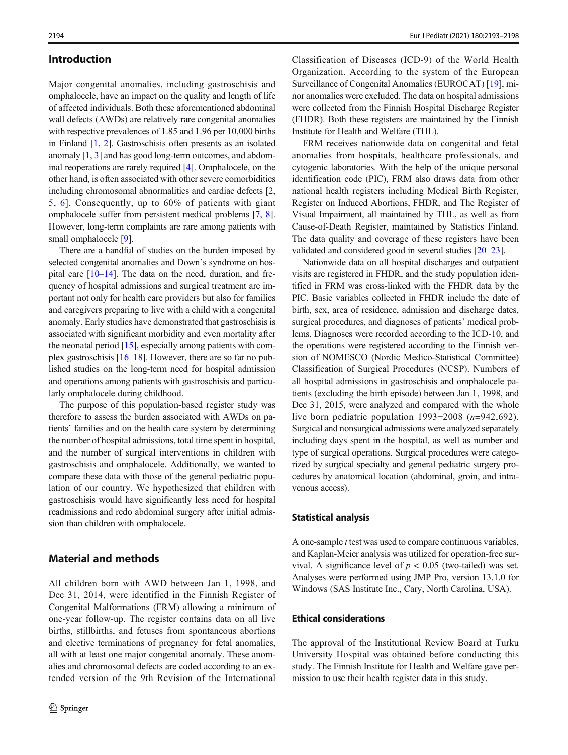## Introduction

Major congenital anomalies, including gastroschisis and omphalocele, have an impact on the quality and length of life of affected individuals. Both these aforementioned abdominal wall defects (AWDs) are relatively rare congenital anomalies with respective prevalences of 1.85 and 1.96 per 10,000 births in Finland [1, 2]. Gastroschisis often presents as an isolated anomaly [1, 3] and has good long-term outcomes, and abdominal reoperations are rarely required [4]. Omphalocele, on the other hand, is often associated with other severe comorbidities including chromosomal abnormalities and cardiac defects [2, 5, 6]. Consequently, up to 60% of patients with giant omphalocele suffer from persistent medical problems [7, 8]. However, long-term complaints are rare among patients with small omphalocele [9].

There are a handful of studies on the burden imposed by selected congenital anomalies and Down's syndrome on hospital care [10–14]. The data on the need, duration, and frequency of hospital admissions and surgical treatment are important not only for health care providers but also for families and caregivers preparing to live with a child with a congenital anomaly. Early studies have demonstrated that gastroschisis is associated with significant morbidity and even mortality after the neonatal period [15], especially among patients with complex gastroschisis [16–18]. However, there are so far no published studies on the long-term need for hospital admission and operations among patients with gastroschisis and particularly omphalocele during childhood.

The purpose of this population-based register study was therefore to assess the burden associated with AWDs on patients' families and on the health care system by determining the number of hospital admissions, total time spent in hospital, and the number of surgical interventions in children with gastroschisis and omphalocele. Additionally, we wanted to compare these data with those of the general pediatric population of our country. We hypothesized that children with gastroschisis would have significantly less need for hospital readmissions and redo abdominal surgery after initial admission than children with omphalocele.

## Material and methods

All children born with AWD between Jan 1, 1998, and Dec 31, 2014, were identified in the Finnish Register of Congenital Malformations (FRM) allowing a minimum of one-year follow-up. The register contains data on all live births, stillbirths, and fetuses from spontaneous abortions and elective terminations of pregnancy for fetal anomalies, all with at least one major congenital anomaly. These anomalies and chromosomal defects are coded according to an extended version of the 9th Revision of the International Classification of Diseases (ICD-9) of the World Health Organization. According to the system of the European Surveillance of Congenital Anomalies (EUROCAT) [19], minor anomalies were excluded. The data on hospital admissions were collected from the Finnish Hospital Discharge Register (FHDR). Both these registers are maintained by the Finnish Institute for Health and Welfare (THL).

FRM receives nationwide data on congenital and fetal anomalies from hospitals, healthcare professionals, and cytogenic laboratories. With the help of the unique personal identification code (PIC), FRM also draws data from other national health registers including Medical Birth Register, Register on Induced Abortions, FHDR, and The Register of Visual Impairment, all maintained by THL, as well as from Cause-of-Death Register, maintained by Statistics Finland. The data quality and coverage of these registers have been validated and considered good in several studies [20–23].

Nationwide data on all hospital discharges and outpatient visits are registered in FHDR, and the study population identified in FRM was cross-linked with the FHDR data by the PIC. Basic variables collected in FHDR include the date of birth, sex, area of residence, admission and discharge dates, surgical procedures, and diagnoses of patients' medical problems. Diagnoses were recorded according to the ICD-10, and the operations were registered according to the Finnish version of NOMESCO (Nordic Medico-Statistical Committee) Classification of Surgical Procedures (NCSP). Numbers of all hospital admissions in gastroschisis and omphalocele patients (excluding the birth episode) between Jan 1, 1998, and Dec 31, 2015, were analyzed and compared with the whole live born pediatric population 1993−2008 ($n$=942,692). Surgical and nonsurgical admissions were analyzed separately including days spent in the hospital, as well as number and type of surgical operations. Surgical procedures were categorized by surgical specialty and general pediatric surgery procedures by anatomical location (abdominal, groin, and intravenous access).

### Statistical analysis

A one-sample $t$ test was used to compare continuous variables, and Kaplan-Meier analysis was utilized for operation-free survival. A significance level of $p < 0.05$ (two-tailed) was set. Analyses were performed using JMP Pro, version 13.1.0 for Windows (SAS Institute Inc., Cary, North Carolina, USA).

### Ethical considerations

The approval of the Institutional Review Board at Turku University Hospital was obtained before conducting this study. The Finnish Institute for Health and Welfare gave permission to use their health register data in this study.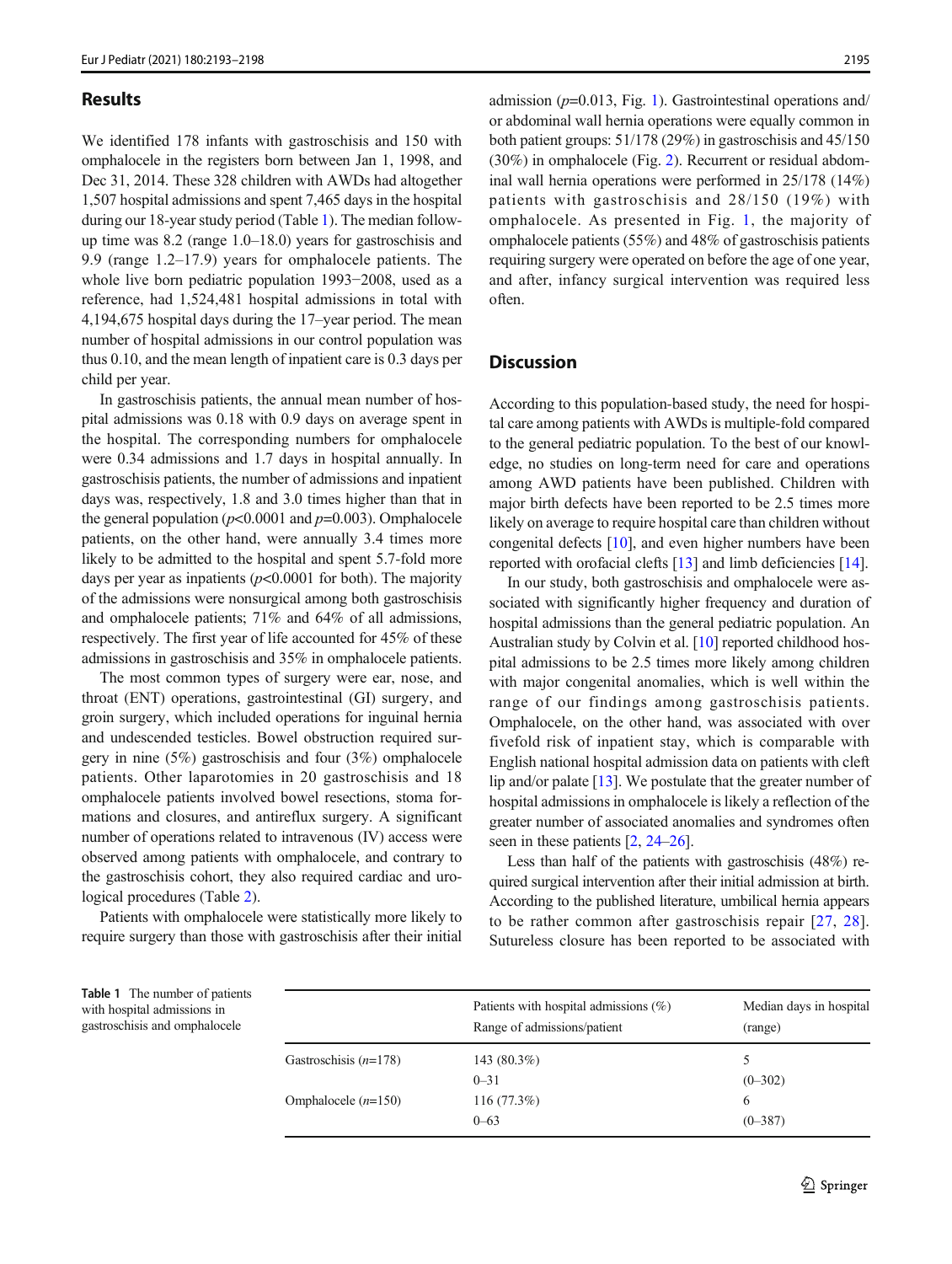## Results

We identified 178 infants with gastroschisis and 150 with omphalocele in the registers born between Jan 1, 1998, and Dec 31, 2014. These 328 children with AWDs had altogether 1,507 hospital admissions and spent 7,465 days in the hospital during our 18-year study period (Table 1). The median follow-up time was 8.2 (range 1.0–18.0) years for gastroschisis and 9.9 (range 1.2–17.9) years for omphalocele patients. The whole live born pediatric population 1993−2008, used as a reference, had 1,524,481 hospital admissions in total with 4,194,675 hospital days during the 17–year period. The mean number of hospital admissions in our control population was thus 0.10, and the mean length of inpatient care is 0.3 days per child per year.

In gastroschisis patients, the annual mean number of hospital admissions was 0.18 with 0.9 days on average spent in the hospital. The corresponding numbers for omphalocele were 0.34 admissions and 1.7 days in hospital annually. In gastroschisis patients, the number of admissions and inpatient days was, respectively, 1.8 and 3.0 times higher than that in the general population ($p<0.0001$ and $p=0.003$). Omphalocele patients, on the other hand, were annually 3.4 times more likely to be admitted to the hospital and spent 5.7-fold more days per year as inpatients ($p<0.0001$ for both). The majority of the admissions were nonsurgical among both gastroschisis and omphalocele patients; 71% and 64% of all admissions, respectively. The first year of life accounted for 45% of these admissions in gastroschisis and 35% in omphalocele patients.

The most common types of surgery were ear, nose, and throat (ENT) operations, gastrointestinal (GI) surgery, and groin surgery, which included operations for inguinal hernia and undescended testicles. Bowel obstruction required surgery in nine (5%) gastroschisis and four (3%) omphalocele patients. Other laparotomies in 20 gastroschisis and 18 omphalocele patients involved bowel resections, stoma formations and closures, and antireflux surgery. A significant number of operations related to intravenous (IV) access were observed among patients with omphalocele, and contrary to the gastroschisis cohort, they also required cardiac and urological procedures (Table 2).

Patients with omphalocele were statistically more likely to require surgery than those with gastroschisis after their initial admission ($p=0.013$, Fig. 1). Gastrointestinal operations and/or abdominal wall hernia operations were equally common in both patient groups: 51/178 (29%) in gastroschisis and 45/150 (30%) in omphalocele (Fig. 2). Recurrent or residual abdominal wall hernia operations were performed in 25/178 (14%) patients with gastroschisis and 28/150 (19%) with omphalocele. As presented in Fig. 1, the majority of omphalocele patients (55%) and 48% of gastroschisis patients requiring surgery were operated on before the age of one year, and after, infancy surgical intervention was required less often.

## Discussion

According to this population-based study, the need for hospital care among patients with AWDs is multiple-fold compared to the general pediatric population. To the best of our knowledge, no studies on long-term need for care and operations among AWD patients have been published. Children with major birth defects have been reported to be 2.5 times more likely on average to require hospital care than children without congenital defects [10], and even higher numbers have been reported with orofacial clefts [13] and limb deficiencies [14].

In our study, both gastroschisis and omphalocele were associated with significantly higher frequency and duration of hospital admissions than the general pediatric population. An Australian study by Colvin et al. [10] reported childhood hospital admissions to be 2.5 times more likely among children with major congenital anomalies, which is well within the range of our findings among gastroschisis patients. Omphalocele, on the other hand, was associated with over fivefold risk of inpatient stay, which is comparable with English national hospital admission data on patients with cleft lip and/or palate [13]. We postulate that the greater number of hospital admissions in omphalocele is likely a reflection of the greater number of associated anomalies and syndromes often seen in these patients [2, 24–26].

Less than half of the patients with gastroschisis (48%) required surgical intervention after their initial admission at birth. According to the published literature, umbilical hernia appears to be rather common after gastroschisis repair [27, 28]. Sutureless closure has been reported to be associated with

**Table 1** The number of patients with hospital admissions in gastroschisis and omphalocele

| | Patients with hospital admissions (%)<br>Range of admissions/patient | Median days in hospital<br>(range) |
|---|---|---|
| Gastroschisis ($n$=178) | 143 (80.3%)<br>0–31 | 5<br>(0–302) |
| Omphalocele ($n$=150) | 116 (77.3%)<br>0–63 | 6<br>(0–387) |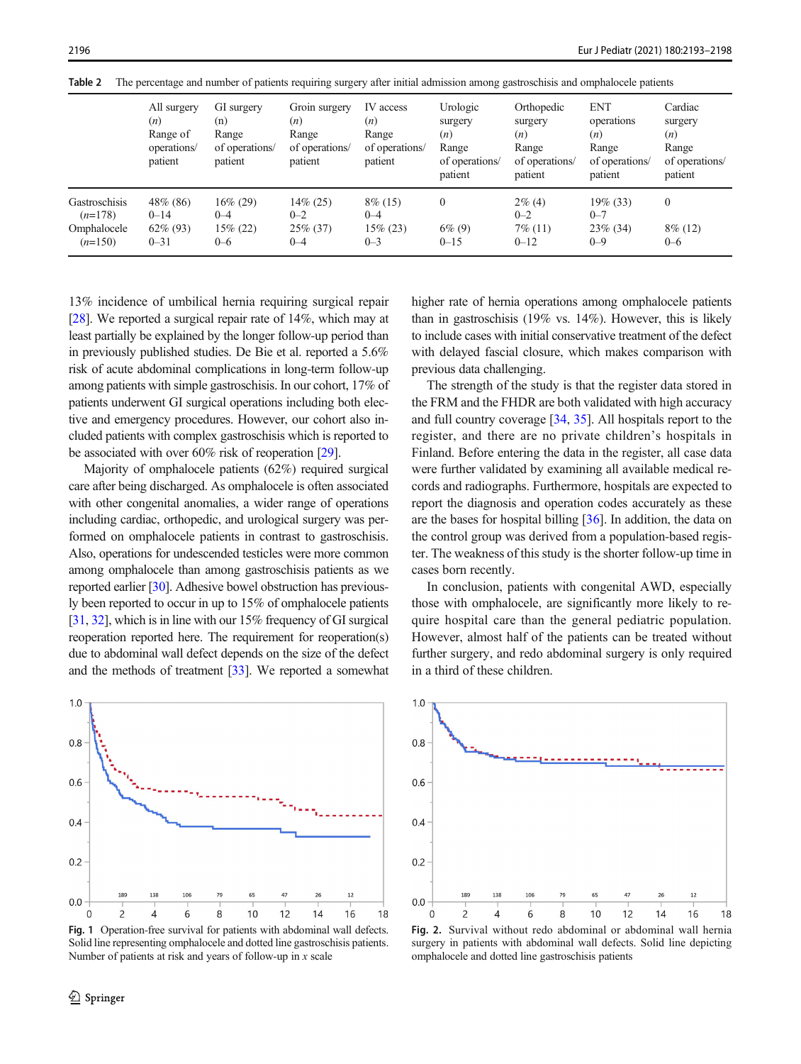**Table 2** The percentage and number of patients requiring surgery after initial admission among gastroschisis and omphalocele patients

| | All surgery (*n*) Range of operations/ patient | GI surgery (n) Range of operations/ patient | Groin surgery (*n*) Range of operations/ patient | IV access (*n*) Range of operations/ patient | Urologic surgery (*n*) Range of operations/ patient | Orthopedic surgery (*n*) Range of operations/ patient | ENT operations (*n*) Range of operations/ patient | Cardiac surgery (*n*) Range of operations/ patient |
|---|---|---|---|---|---|---|---|---|
| Gastroschisis (*n*=178) | 48% (86) 0–14 | 16% (29) 0–4 | 14% (25) 0–2 | 8% (15) 0–4 | 0 | 2% (4) 0–2 | 19% (33) 0–7 | 0 |
| Omphalocele (*n*=150) | 62% (93) 0–31 | 15% (22) 0–6 | 25% (37) 0–4 | 15% (23) 0–3 | 6% (9) 0–15 | 7% (11) 0–12 | 23% (34) 0–9 | 8% (12) 0–6 |

13% incidence of umbilical hernia requiring surgical repair [28]. We reported a surgical repair rate of 14%, which may at least partially be explained by the longer follow-up period than in previously published studies. De Bie et al. reported a 5.6% risk of acute abdominal complications in long-term follow-up among patients with simple gastroschisis. In our cohort, 17% of patients underwent GI surgical operations including both elective and emergency procedures. However, our cohort also included patients with complex gastroschisis which is reported to be associated with over 60% risk of reoperation [29].

Majority of omphalocele patients (62%) required surgical care after being discharged. As omphalocele is often associated with other congenital anomalies, a wider range of operations including cardiac, orthopedic, and urological surgery was performed on omphalocele patients in contrast to gastroschisis. Also, operations for undescended testicles were more common among omphalocele than among gastroschisis patients as we reported earlier [30]. Adhesive bowel obstruction has previously been reported to occur in up to 15% of omphalocele patients [31, 32], which is in line with our 15% frequency of GI surgical reoperation reported here. The requirement for reoperation(s) due to abdominal wall defect depends on the size of the defect and the methods of treatment [33]. We reported a somewhat higher rate of hernia operations among omphalocele patients than in gastroschisis (19% vs. 14%). However, this is likely to include cases with initial conservative treatment of the defect with delayed fascial closure, which makes comparison with previous data challenging.

The strength of the study is that the register data stored in the FRM and the FHDR are both validated with high accuracy and full country coverage [34, 35]. All hospitals report to the register, and there are no private children's hospitals in Finland. Before entering the data in the register, all case data were further validated by examining all available medical records and radiographs. Furthermore, hospitals are expected to report the diagnosis and operation codes accurately as these are the bases for hospital billing [36]. In addition, the data on the control group was derived from a population-based register. The weakness of this study is the shorter follow-up time in cases born recently.

In conclusion, patients with congenital AWD, especially those with omphalocele, are significantly more likely to require hospital care than the general pediatric population. However, almost half of the patients can be treated without further surgery, and redo abdominal surgery is only required in a third of these children.

**Fig. 1** Operation-free survival for patients with abdominal wall defects. Solid line representing omphalocele and dotted line gastroschisis patients. Number of patients at risk and years of follow-up in *x* scale

**Fig. 2.** Survival without redo abdominal or abdominal wall hernia surgery in patients with abdominal wall defects. Solid line depicting omphalocele and dotted line gastroschisis patients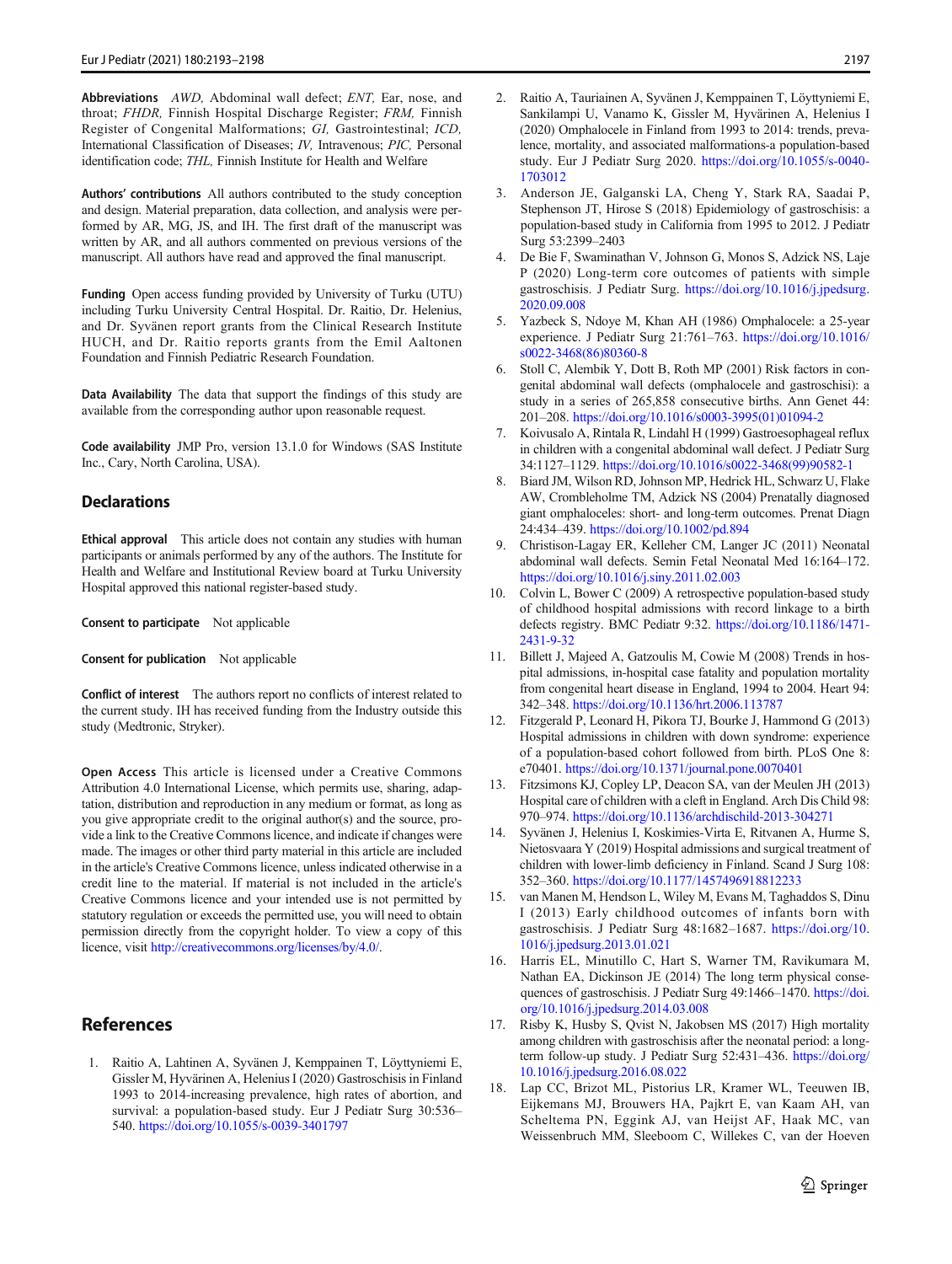**Abbreviations** *AWD,* Abdominal wall defect; *ENT,* Ear, nose, and throat; *FHDR,* Finnish Hospital Discharge Register; *FRM,* Finnish Register of Congenital Malformations; *GI,* Gastrointestinal; *ICD,* International Classification of Diseases; *IV,* Intravenous; *PIC,* Personal identification code; *THL,* Finnish Institute for Health and Welfare

**Authors' contributions** All authors contributed to the study conception and design. Material preparation, data collection, and analysis were performed by AR, MG, JS, and IH. The first draft of the manuscript was written by AR, and all authors commented on previous versions of the manuscript. All authors have read and approved the final manuscript.

**Funding** Open access funding provided by University of Turku (UTU) including Turku University Central Hospital. Dr. Raitio, Dr. Helenius, and Dr. Syvänen report grants from the Clinical Research Institute HUCH, and Dr. Raitio reports grants from the Emil Aaltonen Foundation and Finnish Pediatric Research Foundation.

**Data Availability** The data that support the findings of this study are available from the corresponding author upon reasonable request.

**Code availability** JMP Pro, version 13.1.0 for Windows (SAS Institute Inc., Cary, North Carolina, USA).

## Declarations

**Ethical approval** This article does not contain any studies with human participants or animals performed by any of the authors. The Institute for Health and Welfare and Institutional Review board at Turku University Hospital approved this national register-based study.

**Consent to participate** Not applicable

**Consent for publication** Not applicable

**Conflict of interest** The authors report no conflicts of interest related to the current study. IH has received funding from the Industry outside this study (Medtronic, Stryker).

**Open Access** This article is licensed under a Creative Commons Attribution 4.0 International License, which permits use, sharing, adaptation, distribution and reproduction in any medium or format, as long as you give appropriate credit to the original author(s) and the source, provide a link to the Creative Commons licence, and indicate if changes were made. The images or other third party material in this article are included in the article's Creative Commons licence, unless indicated otherwise in a credit line to the material. If material is not included in the article's Creative Commons licence and your intended use is not permitted by statutory regulation or exceeds the permitted use, you will need to obtain permission directly from the copyright holder. To view a copy of this licence, visit http://creativecommons.org/licenses/by/4.0/.

## References

1. Raitio A, Lahtinen A, Syvänen J, Kemppainen T, Löyttyniemi E, Gissler M, Hyvärinen A, Helenius I (2020) Gastroschisis in Finland 1993 to 2014-increasing prevalence, high rates of abortion, and survival: a population-based study. Eur J Pediatr Surg 30:536–540. https://doi.org/10.1055/s-0039-3401797
2. Raitio A, Tauriainen A, Syvänen J, Kemppainen T, Löyttyniemi E, Sankilampi U, Vanamo K, Gissler M, Hyvärinen A, Helenius I (2020) Omphalocele in Finland from 1993 to 2014: trends, prevalence, mortality, and associated malformations-a population-based study. Eur J Pediatr Surg 2020. https://doi.org/10.1055/s-0040-1703012
3. Anderson JE, Galganski LA, Cheng Y, Stark RA, Saadai P, Stephenson JT, Hirose S (2018) Epidemiology of gastroschisis: a population-based study in California from 1995 to 2012. J Pediatr Surg 53:2399–2403
4. De Bie F, Swaminathan V, Johnson G, Monos S, Adzick NS, Laje P (2020) Long-term core outcomes of patients with simple gastroschisis. J Pediatr Surg. https://doi.org/10.1016/j.jpedsurg.2020.09.008
5. Yazbeck S, Ndoye M, Khan AH (1986) Omphalocele: a 25-year experience. J Pediatr Surg 21:761–763. https://doi.org/10.1016/s0022-3468(86)80360-8
6. Stoll C, Alembik Y, Dott B, Roth MP (2001) Risk factors in congenital abdominal wall defects (omphalocele and gastroschisi): a study in a series of 265,858 consecutive births. Ann Genet 44:201–208. https://doi.org/10.1016/s0003-3995(01)01094-2
7. Koivusalo A, Rintala R, Lindahl H (1999) Gastroesophageal reflux in children with a congenital abdominal wall defect. J Pediatr Surg 34:1127–1129. https://doi.org/10.1016/s0022-3468(99)90582-1
8. Biard JM, Wilson RD, Johnson MP, Hedrick HL, Schwarz U, Flake AW, Crombleholme TM, Adzick NS (2004) Prenatally diagnosed giant omphaloceles: short- and long-term outcomes. Prenat Diagn 24:434–439. https://doi.org/10.1002/pd.894
9. Christison-Lagay ER, Kelleher CM, Langer JC (2011) Neonatal abdominal wall defects. Semin Fetal Neonatal Med 16:164–172. https://doi.org/10.1016/j.siny.2011.02.003
10. Colvin L, Bower C (2009) A retrospective population-based study of childhood hospital admissions with record linkage to a birth defects registry. BMC Pediatr 9:32. https://doi.org/10.1186/1471-2431-9-32
11. Billett J, Majeed A, Gatzoulis M, Cowie M (2008) Trends in hospital admissions, in-hospital case fatality and population mortality from congenital heart disease in England, 1994 to 2004. Heart 94:342–348. https://doi.org/10.1136/hrt.2006.113787
12. Fitzgerald P, Leonard H, Pikora TJ, Bourke J, Hammond G (2013) Hospital admissions in children with down syndrome: experience of a population-based cohort followed from birth. PLoS One 8:e70401. https://doi.org/10.1371/journal.pone.0070401
13. Fitzsimons KJ, Copley LP, Deacon SA, van der Meulen JH (2013) Hospital care of children with a cleft in England. Arch Dis Child 98:970–974. https://doi.org/10.1136/archdischild-2013-304271
14. Syvänen J, Helenius I, Koskimies-Virta E, Ritvanen A, Hurme S, Nietosvaara Y (2019) Hospital admissions and surgical treatment of children with lower-limb deficiency in Finland. Scand J Surg 108:352–360. https://doi.org/10.1177/1457496918812233
15. van Manen M, Hendson L, Wiley M, Evans M, Taghaddos S, Dinu I (2013) Early childhood outcomes of infants born with gastroschisis. J Pediatr Surg 48:1682–1687. https://doi.org/10.1016/j.jpedsurg.2013.01.021
16. Harris EL, Minutillo C, Hart S, Warner TM, Ravikumara M, Nathan EA, Dickinson JE (2014) The long term physical consequences of gastroschisis. J Pediatr Surg 49:1466–1470. https://doi.org/10.1016/j.jpedsurg.2014.03.008
17. Risby K, Husby S, Qvist N, Jakobsen MS (2017) High mortality among children with gastroschisis after the neonatal period: a long-term follow-up study. J Pediatr Surg 52:431–436. https://doi.org/10.1016/j.jpedsurg.2016.08.022
18. Lap CC, Brizot ML, Pistorius LR, Kramer WL, Teeuwen IB, Eijkemans MJ, Brouwers HA, Pajkrt E, van Kaam AH, van Scheltema PN, Eggink AJ, van Heijst AF, Haak MC, van Weissenbruch MM, Sleeboom C, Willekes C, van der Hoeven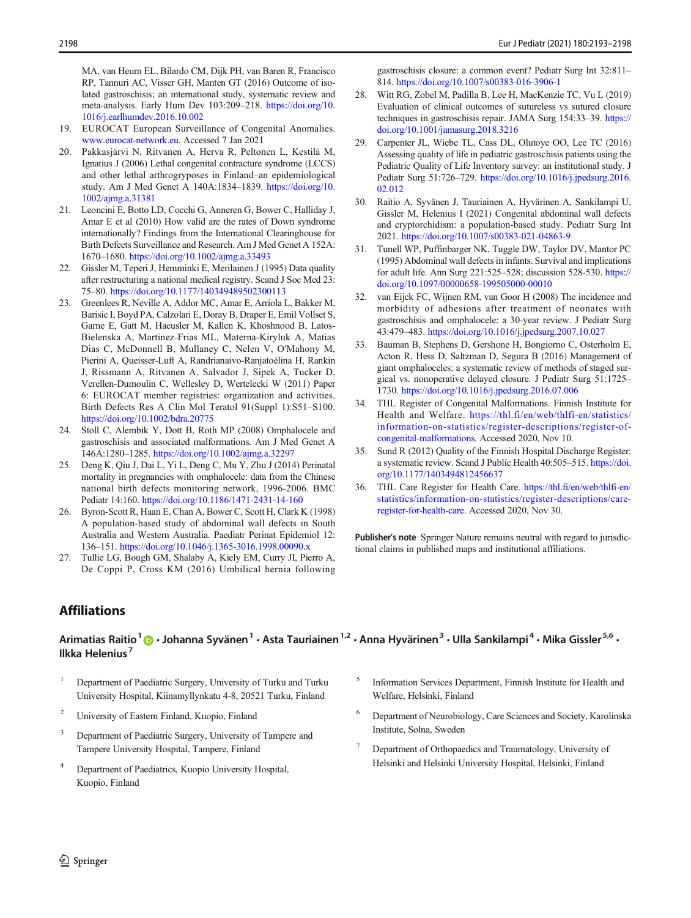MA, van Heurn EL, Bilardo CM, Dijk PH, van Baren R, Francisco RP, Tannuri AC, Visser GH, Manten GT (2016) Outcome of isolated gastroschisis; an international study, systematic review and meta-analysis. Early Hum Dev 103:209–218. https://doi.org/10.1016/j.earlhumdev.2016.10.002

19. EUROCAT European Surveillance of Congenital Anomalies. www.eurocat-network.eu. Accessed 7 Jan 2021
20. Pakkasjärvi N, Ritvanen A, Herva R, Peltonen L, Kestilä M, Ignatius J (2006) Lethal congenital contracture syndrome (LCCS) and other lethal arthrogryposes in Finland–an epidemiological study. Am J Med Genet A 140A:1834–1839. https://doi.org/10.1002/ajmg.a.31381
21. Leoncini E, Botto LD, Cocchi G, Anneren G, Bower C, Halliday J, Amar E et al (2010) How valid are the rates of Down syndrome internationally? Findings from the International Clearinghouse for Birth Defects Surveillance and Research. Am J Med Genet A 152A: 1670–1680. https://doi.org/10.1002/ajmg.a.33493
22. Gissler M, Teperi J, Hemminki E, Merilainen J (1995) Data quality after restructuring a national medical registry. Scand J Soc Med 23: 75–80. https://doi.org/10.1177/140349489502300113
23. Greenlees R, Neville A, Addor MC, Amar E, Arriola L, Bakker M, Barisic I, Boyd PA, Calzolari E, Doray B, Draper E, Emil Vollset S, Garne E, Gatt M, Haeusler M, Kallen K, Khoshnood B, Latos-Bielenska A, Martinez-Frias ML, Materna-Kiryluk A, Matias Dias C, McDonnell B, Mullaney C, Nelen V, O'Mahony M, Pierini A, Queisser-Luft A, Randrianaivo-Ranjatoélina H, Rankin J, Rissmann A, Ritvanen A, Salvador J, Sipek A, Tucker D, Verellen-Dumoulin C, Wellesley D, Wertelecki W (2011) Paper 6: EUROCAT member registries: organization and activities. Birth Defects Res A Clin Mol Teratol 91(Suppl 1):S51–S100. https://doi.org/10.1002/bdra.20775
24. Stoll C, Alembik Y, Dott B, Roth MP (2008) Omphalocele and gastroschisis and associated malformations. Am J Med Genet A 146A:1280–1285. https://doi.org/10.1002/ajmg.a.32297
25. Deng K, Qiu J, Dai L, Yi L, Deng C, Mu Y, Zhu J (2014) Perinatal mortality in pregnancies with omphalocele: data from the Chinese national birth defects monitoring network, 1996-2006. BMC Pediatr 14:160. https://doi.org/10.1186/1471-2431-14-160
26. Byron-Scott R, Haan E, Chan A, Bower C, Scott H, Clark K (1998) A population-based study of abdominal wall defects in South Australia and Western Australia. Paediatr Perinat Epidemiol 12: 136–151. https://doi.org/10.1046/j.1365-3016.1998.00090.x
27. Tullie LG, Bough GM, Shalaby A, Kiely EM, Curry JI, Pierro A, De Coppi P, Cross KM (2016) Umbilical hernia following gastroschisis closure: a common event? Pediatr Surg Int 32:811–814. https://doi.org/10.1007/s00383-016-3906-1
28. Witt RG, Zobel M, Padilla B, Lee H, MacKenzie TC, Vu L (2019) Evaluation of clinical outcomes of sutureless vs sutured closure techniques in gastroschisis repair. JAMA Surg 154:33–39. https://doi.org/10.1001/jamasurg.2018.3216
29. Carpenter JL, Wiebe TL, Cass DL, Olutoye OO, Lee TC (2016) Assessing quality of life in pediatric gastroschisis patients using the Pediatric Quality of Life Inventory survey: an institutional study. J Pediatr Surg 51:726–729. https://doi.org/10.1016/j.jpedsurg.2016.02.012
30. Raitio A, Syvänen J, Tauriainen A, Hyvärinen A, Sankilampi U, Gissler M, Helenius I (2021) Congenital abdominal wall defects and cryptorchidism: a population-based study. Pediatr Surg Int 2021. https://doi.org/10.1007/s00383-021-04863-9
31. Tunell WP, Puffinbarger NK, Tuggle DW, Taylor DV, Mantor PC (1995) Abdominal wall defects in infants. Survival and implications for adult life. Ann Surg 221:525–528; discussion 528-530. https://doi.org/10.1097/00000658-199505000-00010
32. van Eijck FC, Wijnen RM, van Goor H (2008) The incidence and morbidity of adhesions after treatment of neonates with gastroschisis and omphalocele: a 30-year review. J Pediatr Surg 43:479–483. https://doi.org/10.1016/j.jpedsurg.2007.10.027
33. Bauman B, Stephens D, Gershone H, Bongiorno C, Osterholm E, Acton R, Hess D, Saltzman D, Segura B (2016) Management of giant omphaloceles: a systematic review of methods of staged surgical vs. nonoperative delayed closure. J Pediatr Surg 51:1725–1730. https://doi.org/10.1016/j.jpedsurg.2016.07.006
34. THL Register of Congenital Malformations. Finnish Institute for Health and Welfare. https://thl.fi/en/web/thlfi-en/statistics/information-on-statistics/register-descriptions/register-of-congenital-malformations. Accessed 2020, Nov 10.
35. Sund R (2012) Quality of the Finnish Hospital Discharge Register: a systematic review. Scand J Public Health 40:505–515. https://doi.org/10.1177/1403494812456637
36. THL Care Register for Health Care. https://thl.fi/en/web/thlfi-en/statistics/information-on-statistics/register-descriptions/care-register-for-health-care. Accessed 2020, Nov 30.

**Publisher's note** Springer Nature remains neutral with regard to jurisdictional claims in published maps and institutional affiliations.

## Affiliations

**Arimatias Raitio**[1] · **Johanna Syvänen**[1] · **Asta Tauriainen**[1,2] · **Anna Hyvärinen**[3] · **Ulla Sankilampi**[4] · **Mika Gissler**[5,6] · **Ilkka Helenius**[7]

1. Department of Paediatric Surgery, University of Turku and Turku University Hospital, Kiinamyllynkatu 4-8, 20521 Turku, Finland
2. University of Eastern Finland, Kuopio, Finland
3. Department of Paediatric Surgery, University of Tampere and Tampere University Hospital, Tampere, Finland
4. Department of Paediatrics, Kuopio University Hospital, Kuopio, Finland
5. Information Services Department, Finnish Institute for Health and Welfare, Helsinki, Finland
6. Department of Neurobiology, Care Sciences and Society, Karolinska Institute, Solna, Sweden
7. Department of Orthopaedics and Traumatology, University of Helsinki and Helsinki University Hospital, Helsinki, Finland